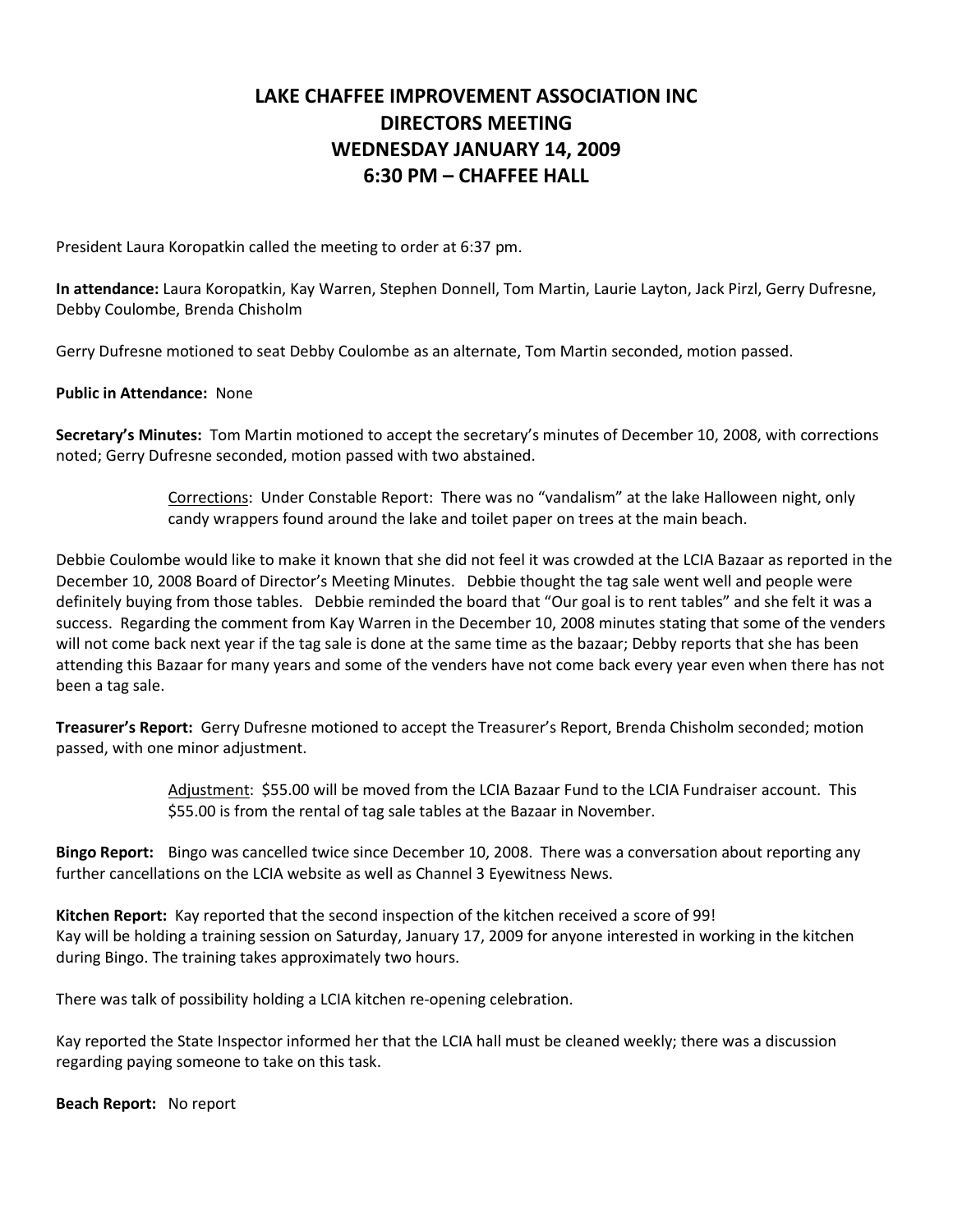# LAKE CHAFFEE IMPROVEMENT ASSOCIATION INC
# DIRECTORS MEETING
# WEDNESDAY JANUARY 14, 2009
# 6:30 PM – CHAFFEE HALL

President Laura Koropatkin called the meeting to order at 6:37 pm.

**In attendance:** Laura Koropatkin, Kay Warren, Stephen Donnell, Tom Martin, Laurie Layton, Jack Pirzl, Gerry Dufresne, Debby Coulombe, Brenda Chisholm

Gerry Dufresne motioned to seat Debby Coulombe as an alternate, Tom Martin seconded, motion passed.

**Public in Attendance:** None

**Secretary's Minutes:** Tom Martin motioned to accept the secretary's minutes of December 10, 2008, with corrections noted; Gerry Dufresne seconded, motion passed with two abstained.

> Corrections: Under Constable Report: There was no "vandalism" at the lake Halloween night, only candy wrappers found around the lake and toilet paper on trees at the main beach.

Debbie Coulombe would like to make it known that she did not feel it was crowded at the LCIA Bazaar as reported in the December 10, 2008 Board of Director's Meeting Minutes. Debbie thought the tag sale went well and people were definitely buying from those tables. Debbie reminded the board that "Our goal is to rent tables" and she felt it was a success. Regarding the comment from Kay Warren in the December 10, 2008 minutes stating that some of the venders will not come back next year if the tag sale is done at the same time as the bazaar; Debby reports that she has been attending this Bazaar for many years and some of the venders have not come back every year even when there has not been a tag sale.

**Treasurer's Report:** Gerry Dufresne motioned to accept the Treasurer's Report, Brenda Chisholm seconded; motion passed, with one minor adjustment.

> Adjustment: $55.00 will be moved from the LCIA Bazaar Fund to the LCIA Fundraiser account. This $55.00 is from the rental of tag sale tables at the Bazaar in November.

**Bingo Report:** Bingo was cancelled twice since December 10, 2008. There was a conversation about reporting any further cancellations on the LCIA website as well as Channel 3 Eyewitness News.

**Kitchen Report:** Kay reported that the second inspection of the kitchen received a score of 99!
Kay will be holding a training session on Saturday, January 17, 2009 for anyone interested in working in the kitchen during Bingo. The training takes approximately two hours.

There was talk of possibility holding a LCIA kitchen re-opening celebration.

Kay reported the State Inspector informed her that the LCIA hall must be cleaned weekly; there was a discussion regarding paying someone to take on this task.

**Beach Report:** No report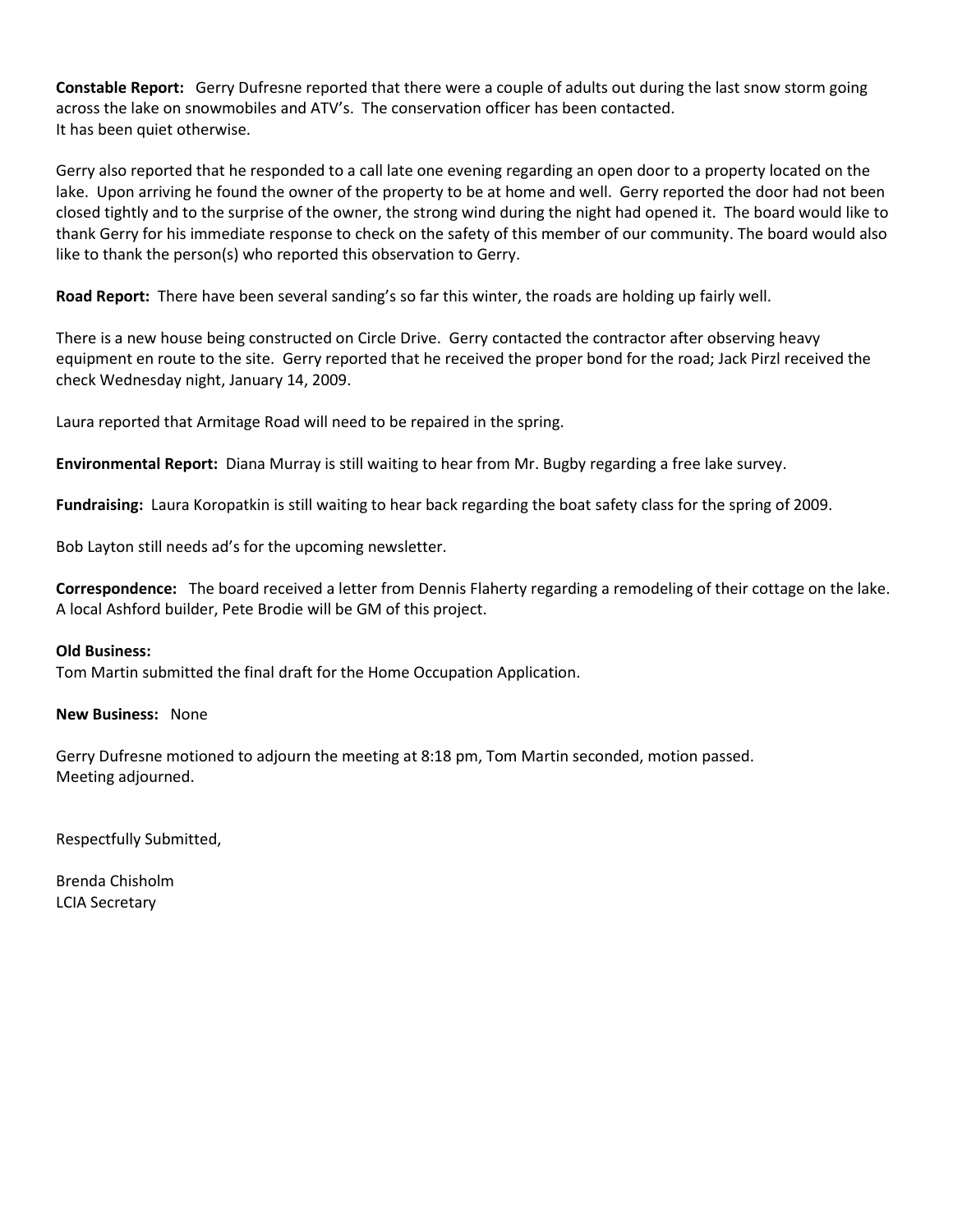**Constable Report:** Gerry Dufresne reported that there were a couple of adults out during the last snow storm going across the lake on snowmobiles and ATV's. The conservation officer has been contacted.
It has been quiet otherwise.

Gerry also reported that he responded to a call late one evening regarding an open door to a property located on the lake. Upon arriving he found the owner of the property to be at home and well. Gerry reported the door had not been closed tightly and to the surprise of the owner, the strong wind during the night had opened it. The board would like to thank Gerry for his immediate response to check on the safety of this member of our community. The board would also like to thank the person(s) who reported this observation to Gerry.

**Road Report:** There have been several sanding's so far this winter, the roads are holding up fairly well.

There is a new house being constructed on Circle Drive. Gerry contacted the contractor after observing heavy equipment en route to the site. Gerry reported that he received the proper bond for the road; Jack Pirzl received the check Wednesday night, January 14, 2009.

Laura reported that Armitage Road will need to be repaired in the spring.

**Environmental Report:** Diana Murray is still waiting to hear from Mr. Bugby regarding a free lake survey.

**Fundraising:** Laura Koropatkin is still waiting to hear back regarding the boat safety class for the spring of 2009.

Bob Layton still needs ad's for the upcoming newsletter.

**Correspondence:** The board received a letter from Dennis Flaherty regarding a remodeling of their cottage on the lake. A local Ashford builder, Pete Brodie will be GM of this project.

**Old Business:**
Tom Martin submitted the final draft for the Home Occupation Application.

**New Business:** None

Gerry Dufresne motioned to adjourn the meeting at 8:18 pm, Tom Martin seconded, motion passed.
Meeting adjourned.

Respectfully Submitted,

Brenda Chisholm
LCIA Secretary